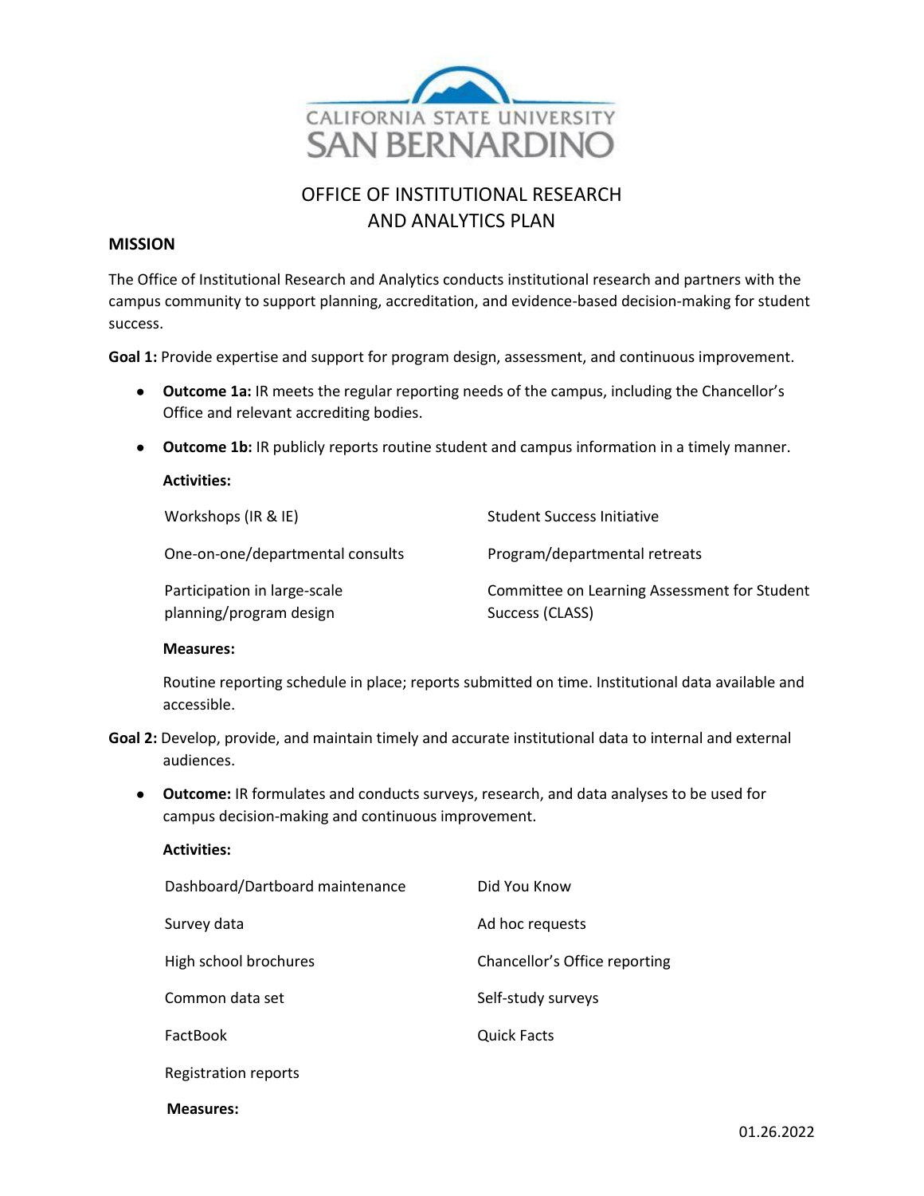# OFFICE OF INSTITUTIONAL RESEARCH AND ANALYTICS PLAN

## MISSION

The Office of Institutional Research and Analytics conducts institutional research and partners with the campus community to support planning, accreditation, and evidence-based decision-making for student success.

**Goal 1:** Provide expertise and support for program design, assessment, and continuous improvement.

- **Outcome 1a:** IR meets the regular reporting needs of the campus, including the Chancellor's Office and relevant accrediting bodies.
- **Outcome 1b:** IR publicly reports routine student and campus information in a timely manner.

  **Activities:**

  | | |
  |---|---|
  | Workshops (IR & IE) | Student Success Initiative |
  | One-on-one/departmental consults | Program/departmental retreats |
  | Participation in large-scale planning/program design | Committee on Learning Assessment for Student Success (CLASS) |

  **Measures:**

  Routine reporting schedule in place; reports submitted on time. Institutional data available and accessible.

**Goal 2:** Develop, provide, and maintain timely and accurate institutional data to internal and external audiences.

- **Outcome:** IR formulates and conducts surveys, research, and data analyses to be used for campus decision-making and continuous improvement.

  **Activities:**

  | | |
  |---|---|
  | Dashboard/Dartboard maintenance | Did You Know |
  | Survey data | Ad hoc requests |
  | High school brochures | Chancellor's Office reporting |
  | Common data set | Self-study surveys |
  | FactBook | Quick Facts |
  | Registration reports | |

  **Measures:**

01.26.2022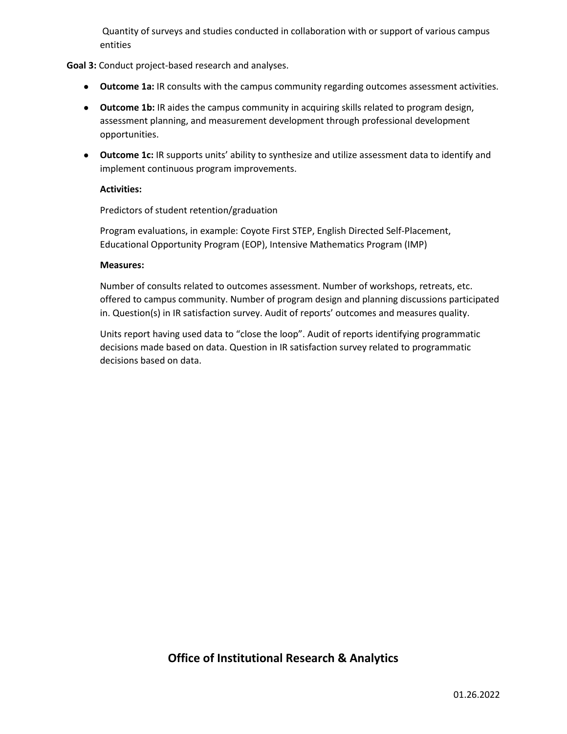Quantity of surveys and studies conducted in collaboration with or support of various campus entities

**Goal 3:** Conduct project-based research and analyses.

- **Outcome 1a:** IR consults with the campus community regarding outcomes assessment activities.
- **Outcome 1b:** IR aides the campus community in acquiring skills related to program design, assessment planning, and measurement development through professional development opportunities.
- **Outcome 1c:** IR supports units' ability to synthesize and utilize assessment data to identify and implement continuous program improvements.

  **Activities:**

  Predictors of student retention/graduation

  Program evaluations, in example: Coyote First STEP, English Directed Self-Placement, Educational Opportunity Program (EOP), Intensive Mathematics Program (IMP)

  **Measures:**

  Number of consults related to outcomes assessment. Number of workshops, retreats, etc. offered to campus community. Number of program design and planning discussions participated in. Question(s) in IR satisfaction survey. Audit of reports' outcomes and measures quality.

  Units report having used data to "close the loop". Audit of reports identifying programmatic decisions made based on data. Question in IR satisfaction survey related to programmatic decisions based on data.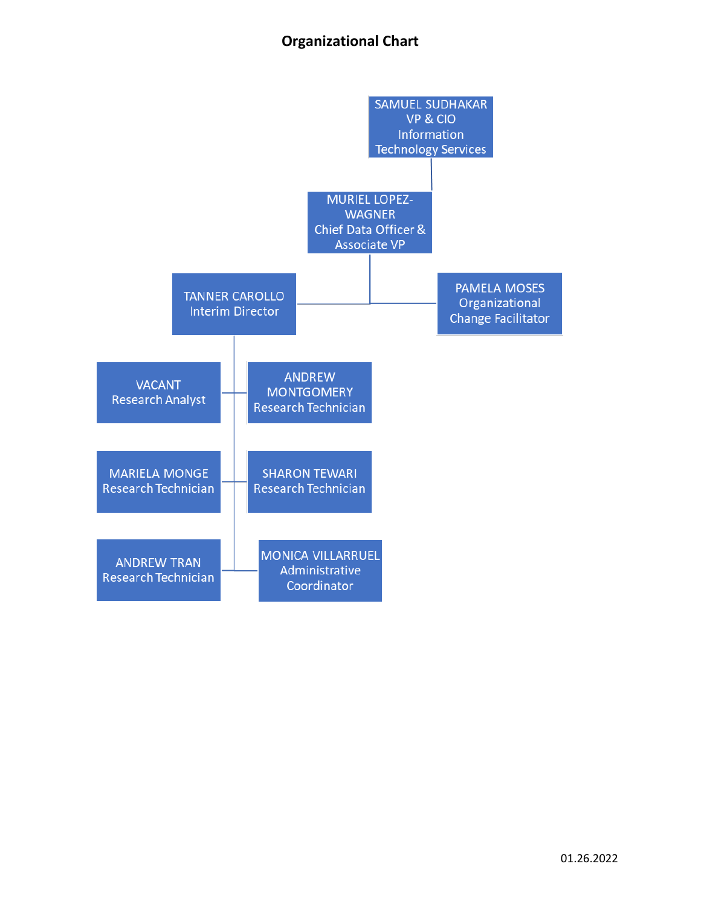# Organizational Chart

SAMUEL SUDHAKAR
VP & CIO
Information Technology Services

MURIEL LOPEZ-WAGNER
Chief Data Officer & Associate VP

TANNER CAROLLO
Interim Director

PAMELA MOSES
Organizational Change Facilitator

VACANT
Research Analyst

ANDREW MONTGOMERY
Research Technician

MARIELA MONGE
Research Technician

SHARON TEWARI
Research Technician

ANDREW TRAN
Research Technician

MONICA VILLARRUEL
Administrative Coordinator

01.26.2022